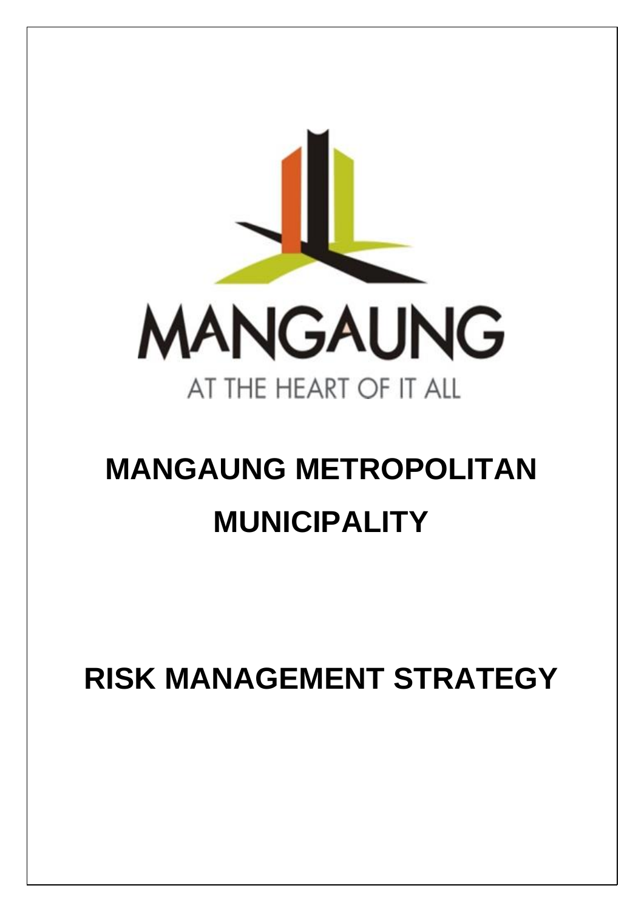MANGAUNG

AT THE HEART OF IT ALL

# MANGAUNG METROPOLITAN MUNICIPALITY

# RISK MANAGEMENT STRATEGY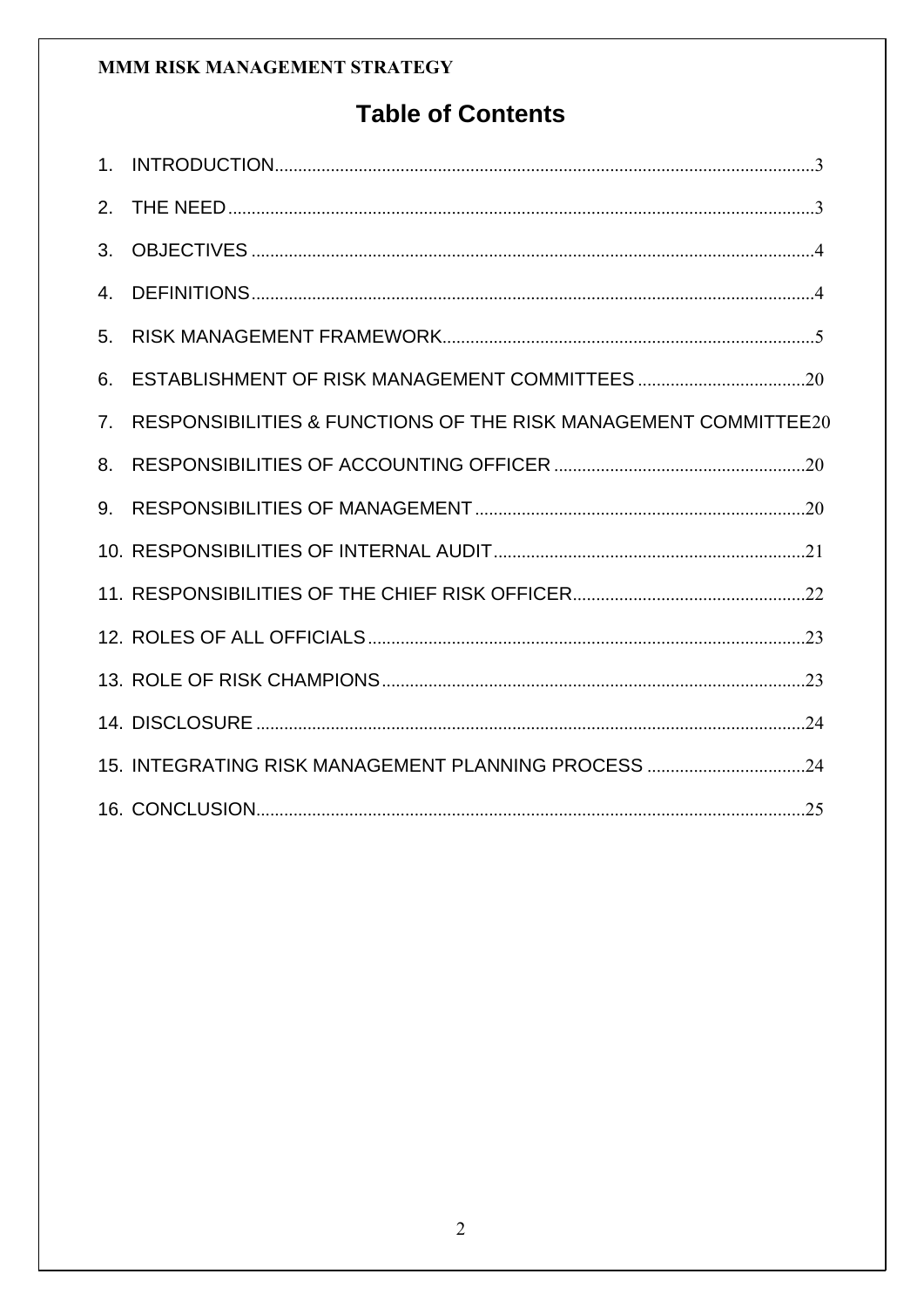# Table of Contents

1. INTRODUCTION....................................................................................................................3
2. THE NEED..............................................................................................................................3
3. OBJECTIVES ........................................................................................................................4
4. DEFINITIONS.........................................................................................................................4
5. RISK MANAGEMENT FRAMEWORK................................................................................5
6. ESTABLISHMENT OF RISK MANAGEMENT COMMITTEES ....................................20
7. RESPONSIBILITIES & FUNCTIONS OF THE RISK MANAGEMENT COMMITTEE20
8. RESPONSIBILITIES OF ACCOUNTING OFFICER ......................................................20
9. RESPONSIBILITIES OF MANAGEMENT .......................................................................20
10. RESPONSIBILITIES OF INTERNAL AUDIT...................................................................21
11. RESPONSIBILITIES OF THE CHIEF RISK OFFICER..................................................22
12. ROLES OF ALL OFFICIALS..............................................................................................23
13. ROLE OF RISK CHAMPIONS...........................................................................................23
14. DISCLOSURE ......................................................................................................................24
15. INTEGRATING RISK MANAGEMENT PLANNING PROCESS ..................................24
16. CONCLUSION......................................................................................................................25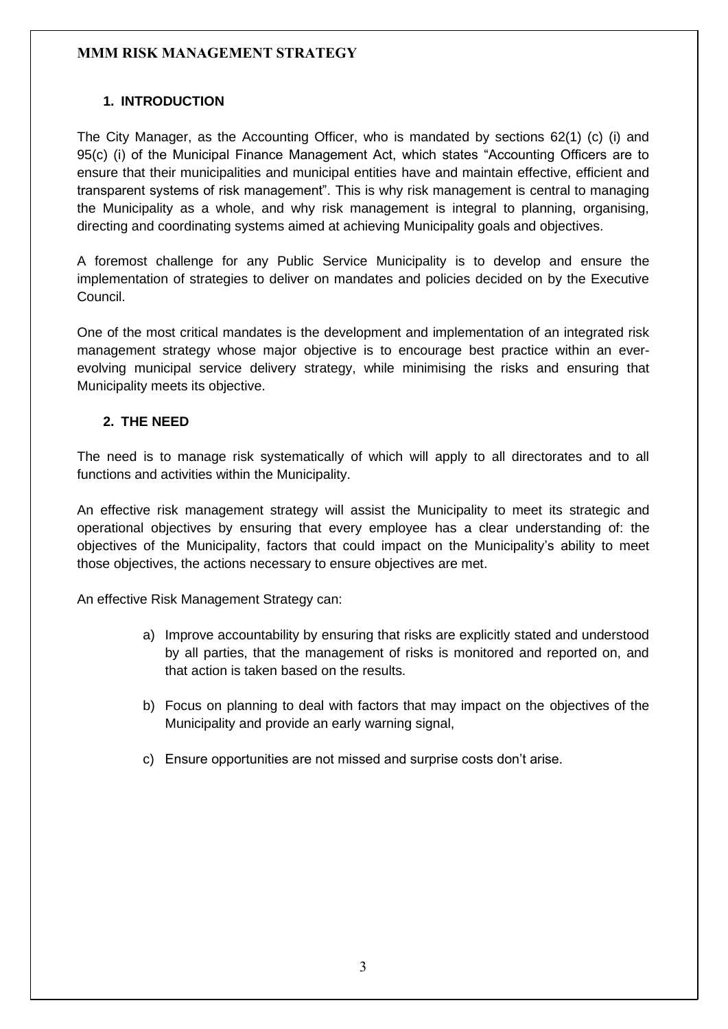**MMM RISK MANAGEMENT STRATEGY**

## 1. INTRODUCTION

The City Manager, as the Accounting Officer, who is mandated by sections 62(1) (c) (i) and 95(c) (i) of the Municipal Finance Management Act, which states "Accounting Officers are to ensure that their municipalities and municipal entities have and maintain effective, efficient and transparent systems of risk management". This is why risk management is central to managing the Municipality as a whole, and why risk management is integral to planning, organising, directing and coordinating systems aimed at achieving Municipality goals and objectives.

A foremost challenge for any Public Service Municipality is to develop and ensure the implementation of strategies to deliver on mandates and policies decided on by the Executive Council.

One of the most critical mandates is the development and implementation of an integrated risk management strategy whose major objective is to encourage best practice within an ever-evolving municipal service delivery strategy, while minimising the risks and ensuring that Municipality meets its objective.

## 2. THE NEED

The need is to manage risk systematically of which will apply to all directorates and to all functions and activities within the Municipality.

An effective risk management strategy will assist the Municipality to meet its strategic and operational objectives by ensuring that every employee has a clear understanding of: the objectives of the Municipality, factors that could impact on the Municipality's ability to meet those objectives, the actions necessary to ensure objectives are met.

An effective Risk Management Strategy can:

a) Improve accountability by ensuring that risks are explicitly stated and understood by all parties, that the management of risks is monitored and reported on, and that action is taken based on the results.

b) Focus on planning to deal with factors that may impact on the objectives of the Municipality and provide an early warning signal,

c) Ensure opportunities are not missed and surprise costs don't arise.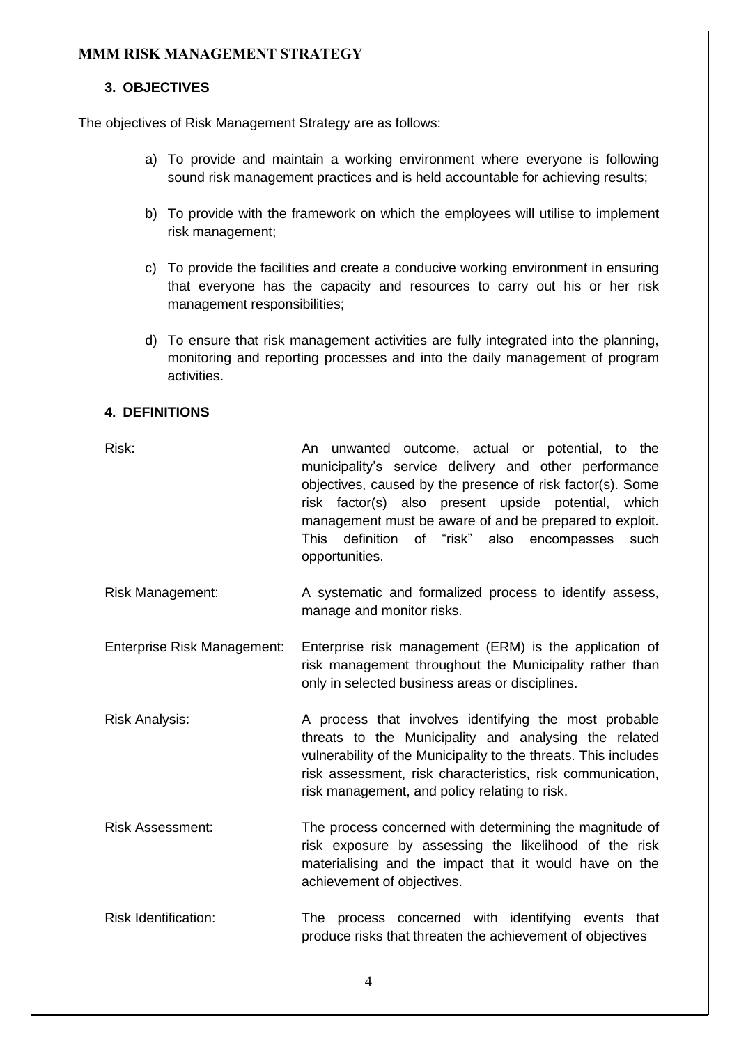## 3. OBJECTIVES

The objectives of Risk Management Strategy are as follows:

a) To provide and maintain a working environment where everyone is following sound risk management practices and is held accountable for achieving results;

b) To provide with the framework on which the employees will utilise to implement risk management;

c) To provide the facilities and create a conducive working environment in ensuring that everyone has the capacity and resources to carry out his or her risk management responsibilities;

d) To ensure that risk management activities are fully integrated into the planning, monitoring and reporting processes and into the daily management of program activities.

## 4. DEFINITIONS

| Term | Definition |
|---|---|
| Risk: | An unwanted outcome, actual or potential, to the municipality's service delivery and other performance objectives, caused by the presence of risk factor(s). Some risk factor(s) also present upside potential, which management must be aware of and be prepared to exploit. This definition of "risk" also encompasses such opportunities. |
| Risk Management: | A systematic and formalized process to identify assess, manage and monitor risks. |
| Enterprise Risk Management: | Enterprise risk management (ERM) is the application of risk management throughout the Municipality rather than only in selected business areas or disciplines. |
| Risk Analysis: | A process that involves identifying the most probable threats to the Municipality and analysing the related vulnerability of the Municipality to the threats. This includes risk assessment, risk characteristics, risk communication, risk management, and policy relating to risk. |
| Risk Assessment: | The process concerned with determining the magnitude of risk exposure by assessing the likelihood of the risk materialising and the impact that it would have on the achievement of objectives. |
| Risk Identification: | The process concerned with identifying events that produce risks that threaten the achievement of objectives |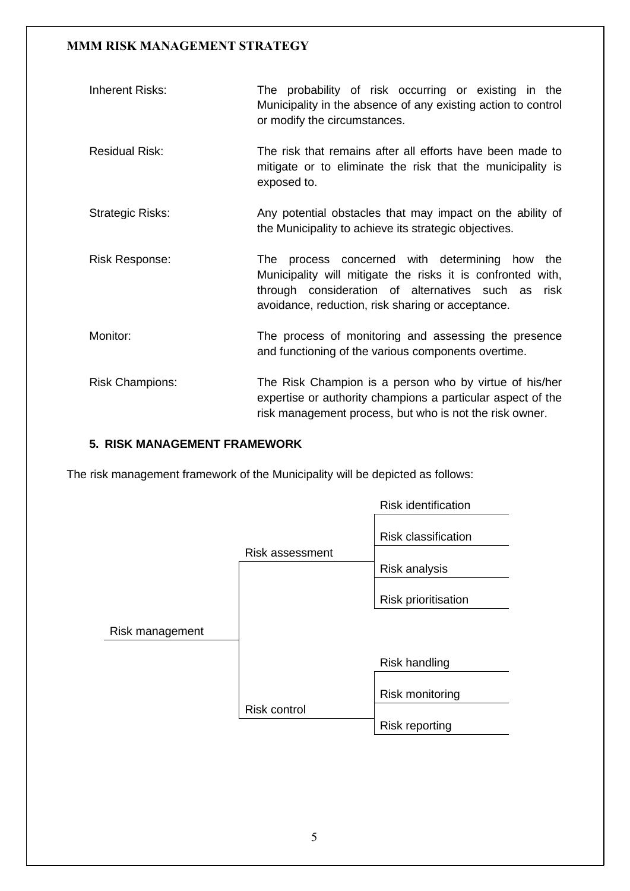| | |
|---|---|
| Inherent Risks: | The probability of risk occurring or existing in the Municipality in the absence of any existing action to control or modify the circumstances. |
| Residual Risk: | The risk that remains after all efforts have been made to mitigate or to eliminate the risk that the municipality is exposed to. |
| Strategic Risks: | Any potential obstacles that may impact on the ability of the Municipality to achieve its strategic objectives. |
| Risk Response: | The process concerned with determining how the Municipality will mitigate the risks it is confronted with, through consideration of alternatives such as risk avoidance, reduction, risk sharing or acceptance. |
| Monitor: | The process of monitoring and assessing the presence and functioning of the various components overtime. |
| Risk Champions: | The Risk Champion is a person who by virtue of his/her expertise or authority champions a particular aspect of the risk management process, but who is not the risk owner. |

### 5. RISK MANAGEMENT FRAMEWORK

The risk management framework of the Municipality will be depicted as follows:

- Risk management
  - Risk assessment
    - Risk identification
    - Risk classification
    - Risk analysis
    - Risk prioritisation
  - Risk control
    - Risk handling
    - Risk monitoring
    - Risk reporting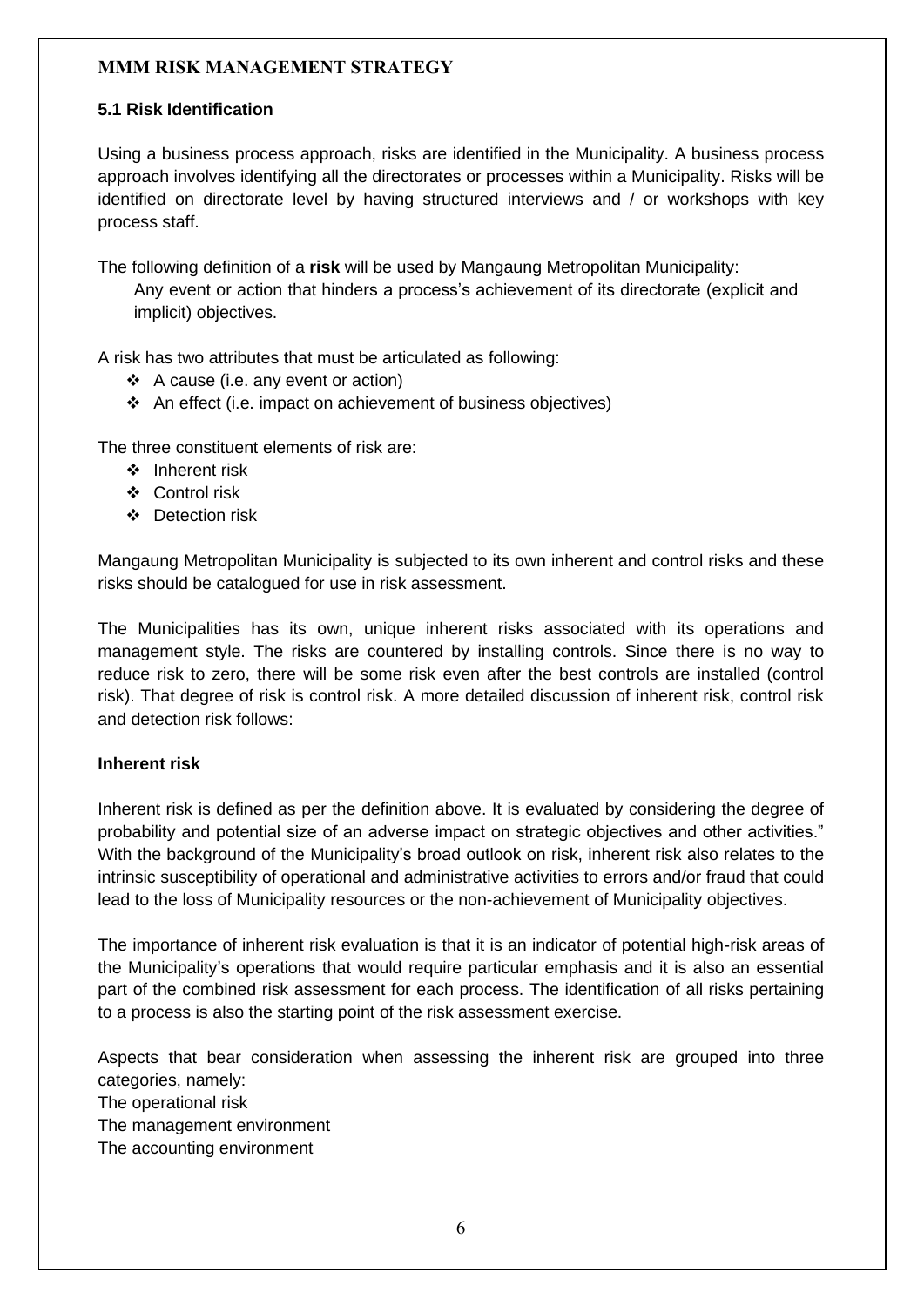**MMM RISK MANAGEMENT STRATEGY**

### 5.1 Risk Identification

Using a business process approach, risks are identified in the Municipality. A business process approach involves identifying all the directorates or processes within a Municipality. Risks will be identified on directorate level by having structured interviews and / or workshops with key process staff.

The following definition of a **risk** will be used by Mangaung Metropolitan Municipality:

Any event or action that hinders a process's achievement of its directorate (explicit and implicit) objectives.

A risk has two attributes that must be articulated as following:

- A cause (i.e. any event or action)
- An effect (i.e. impact on achievement of business objectives)

The three constituent elements of risk are:

- Inherent risk
- Control risk
- Detection risk

Mangaung Metropolitan Municipality is subjected to its own inherent and control risks and these risks should be catalogued for use in risk assessment.

The Municipalities has its own, unique inherent risks associated with its operations and management style. The risks are countered by installing controls. Since there is no way to reduce risk to zero, there will be some risk even after the best controls are installed (control risk). That degree of risk is control risk. A more detailed discussion of inherent risk, control risk and detection risk follows:

**Inherent risk**

Inherent risk is defined as per the definition above. It is evaluated by considering the degree of probability and potential size of an adverse impact on strategic objectives and other activities." With the background of the Municipality's broad outlook on risk, inherent risk also relates to the intrinsic susceptibility of operational and administrative activities to errors and/or fraud that could lead to the loss of Municipality resources or the non-achievement of Municipality objectives.

The importance of inherent risk evaluation is that it is an indicator of potential high-risk areas of the Municipality's operations that would require particular emphasis and it is also an essential part of the combined risk assessment for each process. The identification of all risks pertaining to a process is also the starting point of the risk assessment exercise.

Aspects that bear consideration when assessing the inherent risk are grouped into three categories, namely:
The operational risk
The management environment
The accounting environment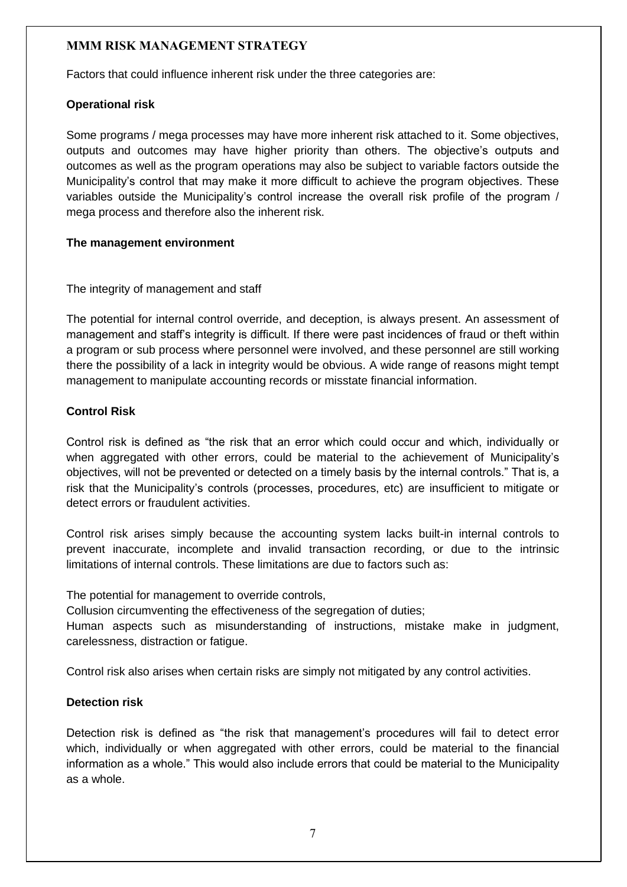Factors that could influence inherent risk under the three categories are:

**Operational risk**

Some programs / mega processes may have more inherent risk attached to it. Some objectives, outputs and outcomes may have higher priority than others. The objective's outputs and outcomes as well as the program operations may also be subject to variable factors outside the Municipality's control that may make it more difficult to achieve the program objectives. These variables outside the Municipality's control increase the overall risk profile of the program / mega process and therefore also the inherent risk.

**The management environment**

The integrity of management and staff

The potential for internal control override, and deception, is always present. An assessment of management and staff's integrity is difficult. If there were past incidences of fraud or theft within a program or sub process where personnel were involved, and these personnel are still working there the possibility of a lack in integrity would be obvious. A wide range of reasons might tempt management to manipulate accounting records or misstate financial information.

**Control Risk**

Control risk is defined as "the risk that an error which could occur and which, individually or when aggregated with other errors, could be material to the achievement of Municipality's objectives, will not be prevented or detected on a timely basis by the internal controls." That is, a risk that the Municipality's controls (processes, procedures, etc) are insufficient to mitigate or detect errors or fraudulent activities.

Control risk arises simply because the accounting system lacks built-in internal controls to prevent inaccurate, incomplete and invalid transaction recording, or due to the intrinsic limitations of internal controls. These limitations are due to factors such as:

The potential for management to override controls,

Collusion circumventing the effectiveness of the segregation of duties;

Human aspects such as misunderstanding of instructions, mistake make in judgment, carelessness, distraction or fatigue.

Control risk also arises when certain risks are simply not mitigated by any control activities.

**Detection risk**

Detection risk is defined as "the risk that management's procedures will fail to detect error which, individually or when aggregated with other errors, could be material to the financial information as a whole." This would also include errors that could be material to the Municipality as a whole.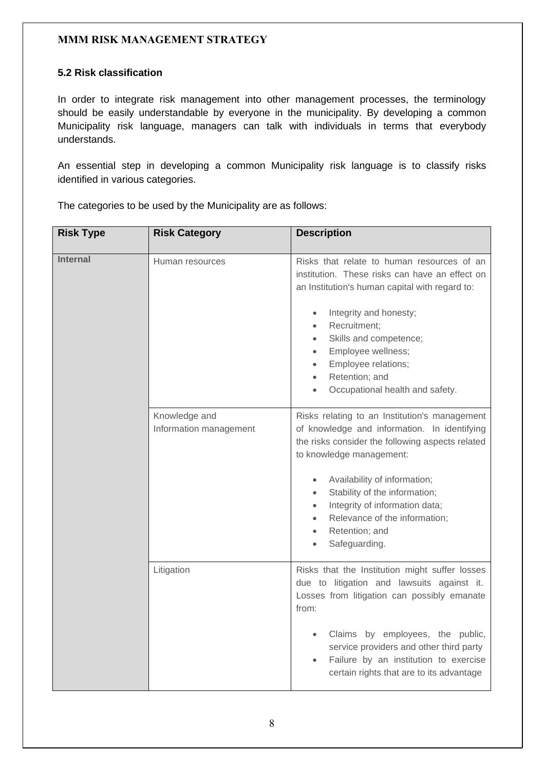### 5.2 Risk classification

In order to integrate risk management into other management processes, the terminology should be easily understandable by everyone in the municipality. By developing a common Municipality risk language, managers can talk with individuals in terms that everybody understands.

An essential step in developing a common Municipality risk language is to classify risks identified in various categories.

The categories to be used by the Municipality are as follows:

| Risk Type | Risk Category | Description |
|---|---|---|
| **Internal** | Human resources | Risks that relate to human resources of an institution. These risks can have an effect on an Institution's human capital with regard to:<br><br>• Integrity and honesty;<br>• Recruitment;<br>• Skills and competence;<br>• Employee wellness;<br>• Employee relations;<br>• Retention; and<br>• Occupational health and safety. |
| | Knowledge and Information management | Risks relating to an Institution's management of knowledge and information. In identifying the risks consider the following aspects related to knowledge management:<br><br>• Availability of information;<br>• Stability of the information;<br>• Integrity of information data;<br>• Relevance of the information;<br>• Retention; and<br>• Safeguarding. |
| | Litigation | Risks that the Institution might suffer losses due to litigation and lawsuits against it. Losses from litigation can possibly emanate from:<br><br>• Claims by employees, the public, service providers and other third party<br>• Failure by an institution to exercise certain rights that are to its advantage |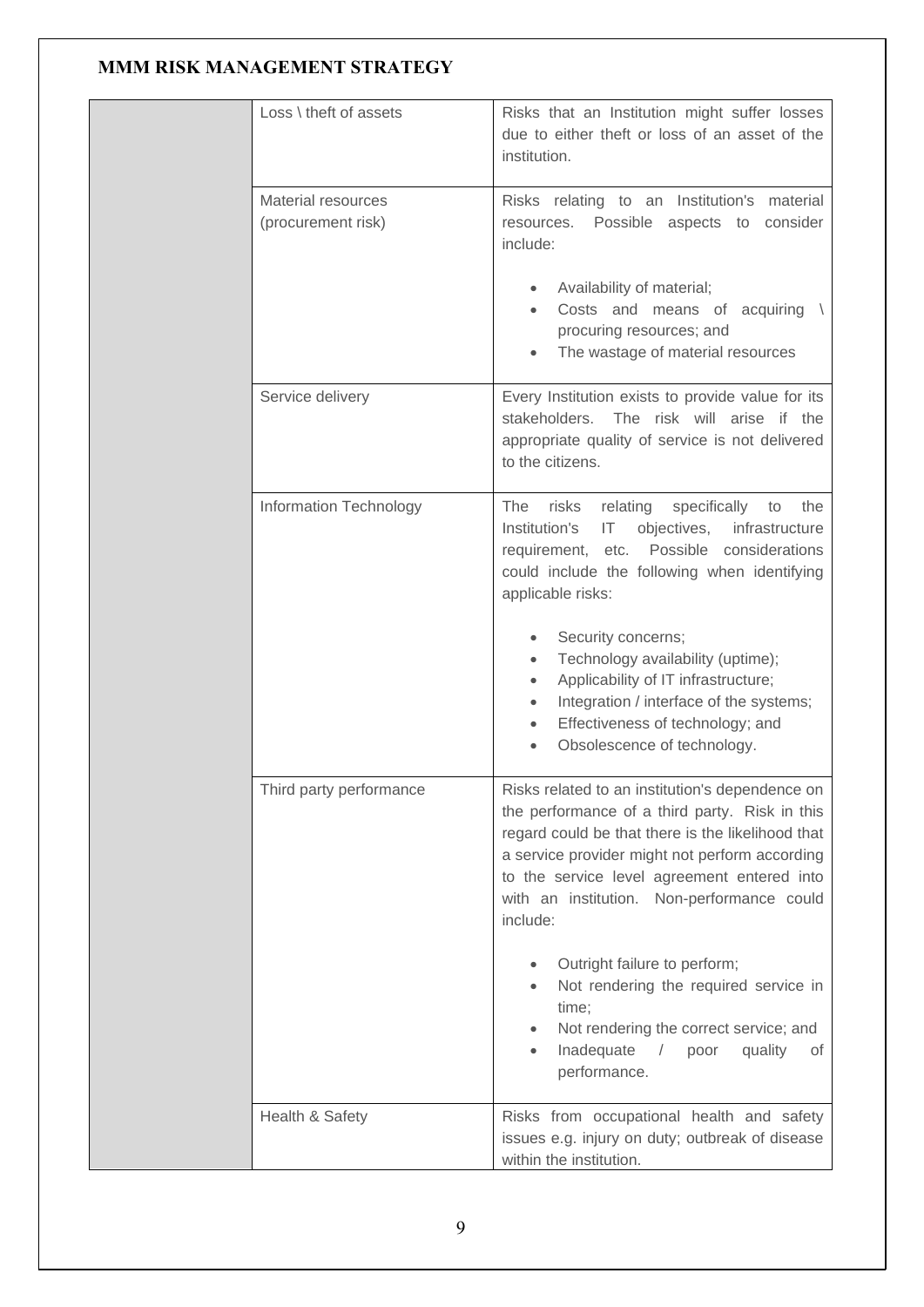| | | |
|---|---|---|
| | Loss \ theft of assets | Risks that an Institution might suffer losses due to either theft or loss of an asset of the institution. |
| | Material resources (procurement risk) | Risks relating to an Institution's material resources. Possible aspects to consider include:<br><br>• Availability of material;<br>• Costs and means of acquiring \ procuring resources; and<br>• The wastage of material resources |
| | Service delivery | Every Institution exists to provide value for its stakeholders. The risk will arise if the appropriate quality of service is not delivered to the citizens. |
| | Information Technology | The risks relating specifically to the Institution's IT objectives, infrastructure requirement, etc. Possible considerations could include the following when identifying applicable risks:<br><br>• Security concerns;<br>• Technology availability (uptime);<br>• Applicability of IT infrastructure;<br>• Integration / interface of the systems;<br>• Effectiveness of technology; and<br>• Obsolescence of technology. |
| | Third party performance | Risks related to an institution's dependence on the performance of a third party. Risk in this regard could be that there is the likelihood that a service provider might not perform according to the service level agreement entered into with an institution. Non-performance could include:<br><br>• Outright failure to perform;<br>• Not rendering the required service in time;<br>• Not rendering the correct service; and<br>• Inadequate / poor quality of performance. |
| | Health & Safety | Risks from occupational health and safety issues e.g. injury on duty; outbreak of disease within the institution. |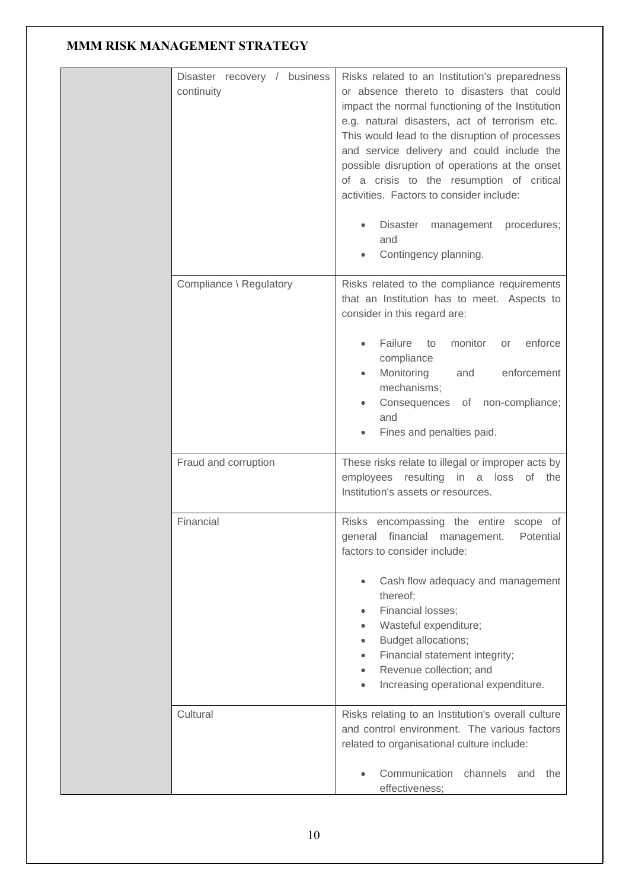**MMM RISK MANAGEMENT STRATEGY**

| | | |
|---|---|---|
| | Disaster recovery / business continuity | Risks related to an Institution's preparedness or absence thereto to disasters that could impact the normal functioning of the Institution e.g. natural disasters, act of terrorism etc. This would lead to the disruption of processes and service delivery and could include the possible disruption of operations at the onset of a crisis to the resumption of critical activities. Factors to consider include:<br><br>• Disaster management procedures; and<br>• Contingency planning. |
| | Compliance \ Regulatory | Risks related to the compliance requirements that an Institution has to meet. Aspects to consider in this regard are:<br><br>• Failure to monitor or enforce compliance<br>• Monitoring and enforcement mechanisms;<br>• Consequences of non-compliance; and<br>• Fines and penalties paid. |
| | Fraud and corruption | These risks relate to illegal or improper acts by employees resulting in a loss of the Institution's assets or resources. |
| | Financial | Risks encompassing the entire scope of general financial management. Potential factors to consider include:<br><br>• Cash flow adequacy and management thereof;<br>• Financial losses;<br>• Wasteful expenditure;<br>• Budget allocations;<br>• Financial statement integrity;<br>• Revenue collection; and<br>• Increasing operational expenditure. |
| | Cultural | Risks relating to an Institution's overall culture and control environment. The various factors related to organisational culture include:<br><br>• Communication channels and the effectiveness; |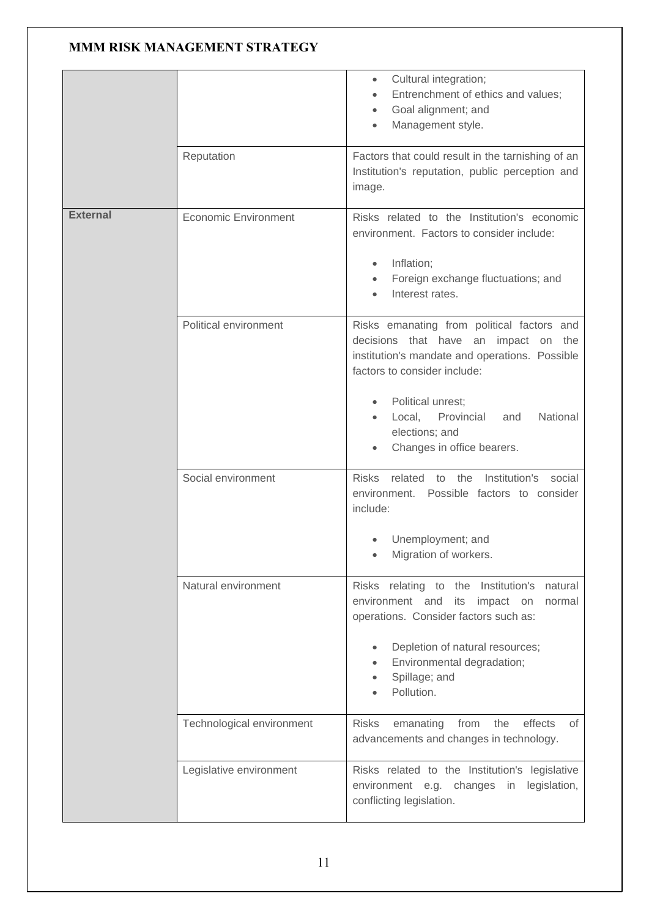| | | |
|---|---|---|
| | | • Cultural integration;<br>• Entrenchment of ethics and values;<br>• Goal alignment; and<br>• Management style. |
| | Reputation | Factors that could result in the tarnishing of an Institution's reputation, public perception and image. |
| **External** | Economic Environment | Risks related to the Institution's economic environment. Factors to consider include:<br><br>• Inflation;<br>• Foreign exchange fluctuations; and<br>• Interest rates. |
| | Political environment | Risks emanating from political factors and decisions that have an impact on the institution's mandate and operations. Possible factors to consider include:<br><br>• Political unrest;<br>• Local, Provincial and National elections; and<br>• Changes in office bearers. |
| | Social environment | Risks related to the Institution's social environment. Possible factors to consider include:<br><br>• Unemployment; and<br>• Migration of workers. |
| | Natural environment | Risks relating to the Institution's natural environment and its impact on normal operations. Consider factors such as:<br><br>• Depletion of natural resources;<br>• Environmental degradation;<br>• Spillage; and<br>• Pollution. |
| | Technological environment | Risks emanating from the effects of advancements and changes in technology. |
| | Legislative environment | Risks related to the Institution's legislative environment e.g. changes in legislation, conflicting legislation. |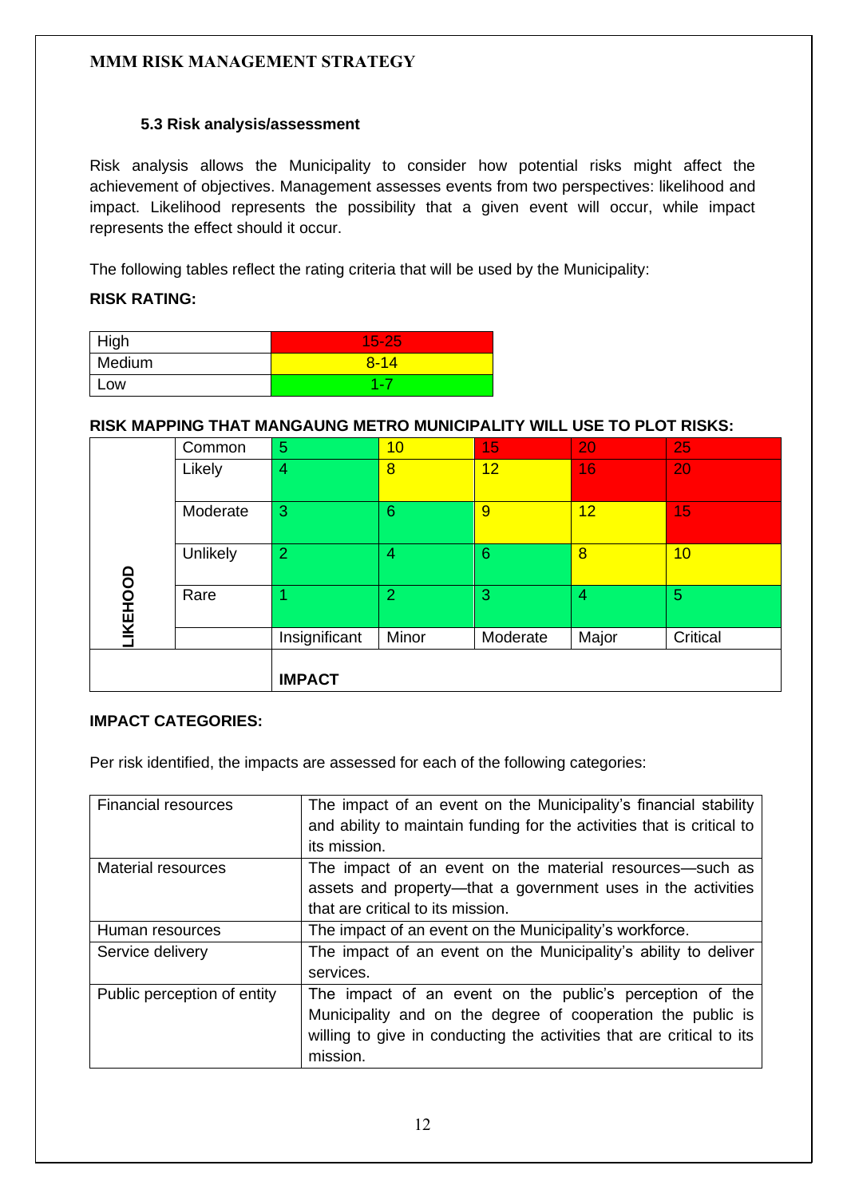**MMM RISK MANAGEMENT STRATEGY**

### 5.3 Risk analysis/assessment

Risk analysis allows the Municipality to consider how potential risks might affect the achievement of objectives. Management assesses events from two perspectives: likelihood and impact. Likelihood represents the possibility that a given event will occur, while impact represents the effect should it occur.

The following tables reflect the rating criteria that will be used by the Municipality:

**RISK RATING:**

| | |
|---|---|
| High | 15-25 |
| Medium | 8-14 |
| Low | 1-7 |

**RISK MAPPING THAT MANGAUNG METRO MUNICIPALITY WILL USE TO PLOT RISKS:**

| LIKEHOOD | | | | | | |
|---|---|---|---|---|---|---|
| | Common | 5 | 10 | 15 | 20 | 25 |
| | Likely | 4 | 8 | 12 | 16 | 20 |
| | Moderate | 3 | 6 | 9 | 12 | 15 |
| | Unlikely | 2 | 4 | 6 | 8 | 10 |
| | Rare | 1 | 2 | 3 | 4 | 5 |
| | | Insignificant | Minor | Moderate | Major | Critical |
| | | **IMPACT** | | | | |

**IMPACT CATEGORIES:**

Per risk identified, the impacts are assessed for each of the following categories:

| | |
|---|---|
| Financial resources | The impact of an event on the Municipality's financial stability and ability to maintain funding for the activities that is critical to its mission. |
| Material resources | The impact of an event on the material resources—such as assets and property—that a government uses in the activities that are critical to its mission. |
| Human resources | The impact of an event on the Municipality's workforce. |
| Service delivery | The impact of an event on the Municipality's ability to deliver services. |
| Public perception of entity | The impact of an event on the public's perception of the Municipality and on the degree of cooperation the public is willing to give in conducting the activities that are critical to its mission. |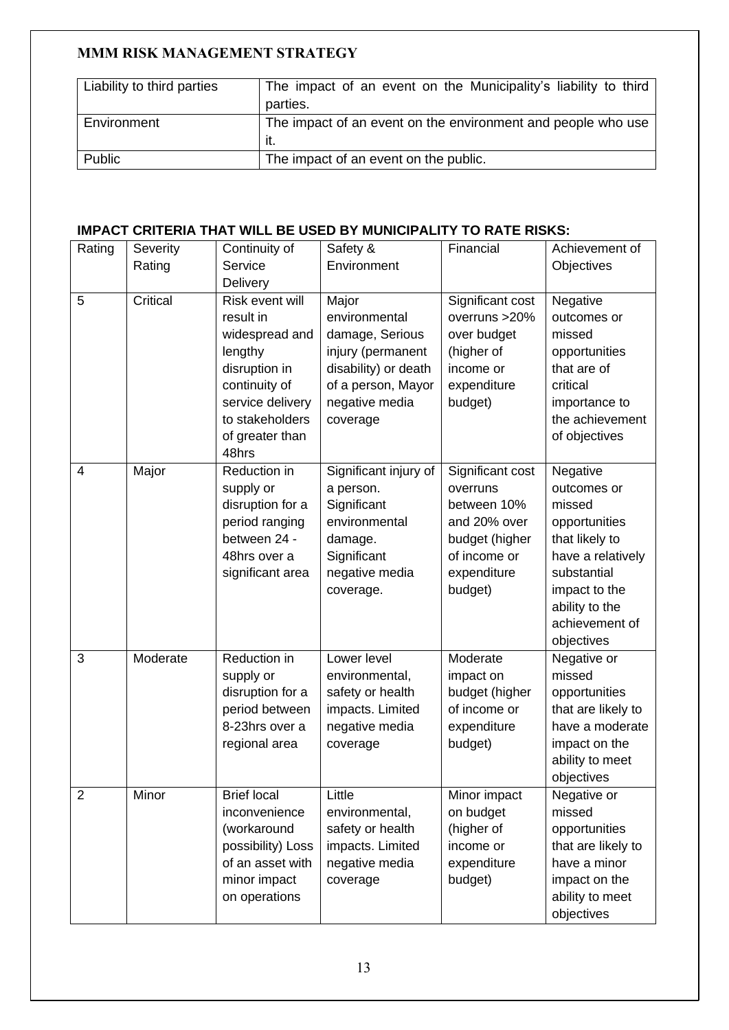| Liability to third parties | The impact of an event on the Municipality's liability to third parties. |
|---|---|
| Environment | The impact of an event on the environment and people who use it. |
| Public | The impact of an event on the public. |

**IMPACT CRITERIA THAT WILL BE USED BY MUNICIPALITY TO RATE RISKS:**

| Rating | Severity Rating | Continuity of Service Delivery | Safety & Environment | Financial | Achievement of Objectives |
|---|---|---|---|---|---|
| 5 | Critical | Risk event will result in widespread and lengthy disruption in continuity of service delivery to stakeholders of greater than 48hrs | Major environmental damage, Serious injury (permanent disability) or death of a person, Mayor negative media coverage | Significant cost overruns >20% over budget (higher of income or expenditure budget) | Negative outcomes or missed opportunities that are of critical importance to the achievement of objectives |
| 4 | Major | Reduction in supply or disruption for a period ranging between 24 - 48hrs over a significant area | Significant injury of a person. Significant environmental damage. Significant negative media coverage. | Significant cost overruns between 10% and 20% over budget (higher of income or expenditure budget) | Negative outcomes or missed opportunities that likely to have a relatively substantial impact to the ability to the achievement of objectives |
| 3 | Moderate | Reduction in supply or disruption for a period between 8-23hrs over a regional area | Lower level environmental, safety or health impacts. Limited negative media coverage | Moderate impact on budget (higher of income or expenditure budget) | Negative or missed opportunities that are likely to have a moderate impact on the ability to meet objectives |
| 2 | Minor | Brief local inconvenience (workaround possibility) Loss of an asset with minor impact on operations | Little environmental, safety or health impacts. Limited negative media coverage | Minor impact on budget (higher of income or expenditure budget) | Negative or missed opportunities that are likely to have a minor impact on the ability to meet objectives |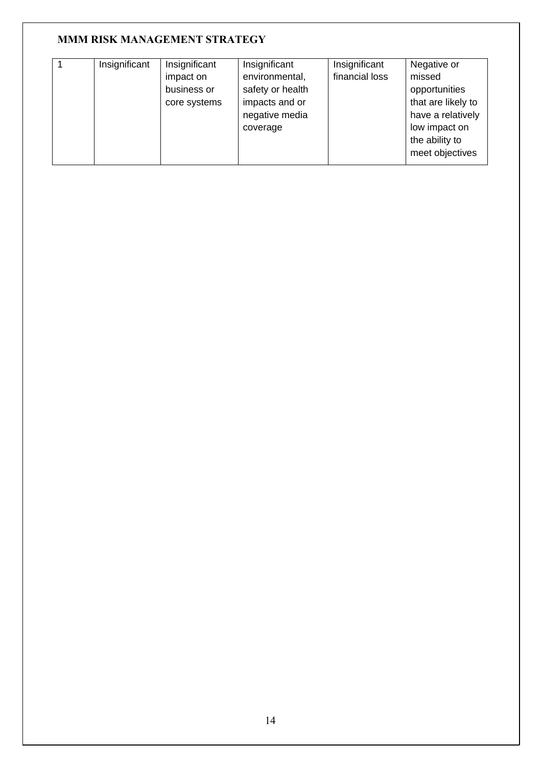| 1 | Insignificant | Insignificant impact on business or core systems | Insignificant environmental, safety or health impacts and or negative media coverage | Insignificant financial loss | Negative or missed opportunities that are likely to have a relatively low impact on the ability to meet objectives |
|---|---|---|---|---|---|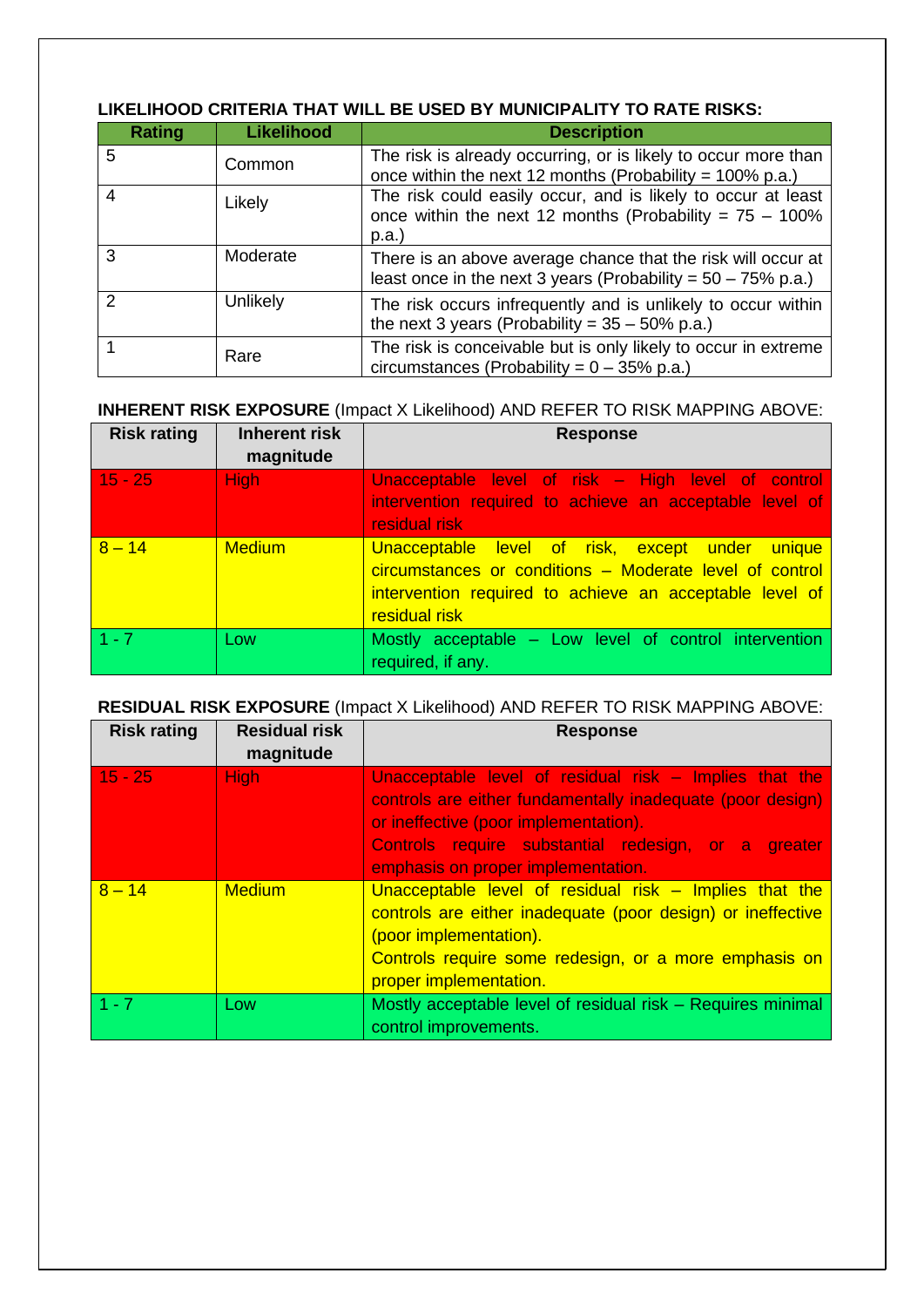**LIKELIHOOD CRITERIA THAT WILL BE USED BY MUNICIPALITY TO RATE RISKS:**

| Rating | Likelihood | Description |
|---|---|---|
| 5 | Common | The risk is already occurring, or is likely to occur more than once within the next 12 months (Probability = 100% p.a.) |
| 4 | Likely | The risk could easily occur, and is likely to occur at least once within the next 12 months (Probability = 75 – 100% p.a.) |
| 3 | Moderate | There is an above average chance that the risk will occur at least once in the next 3 years (Probability = 50 – 75% p.a.) |
| 2 | Unlikely | The risk occurs infrequently and is unlikely to occur within the next 3 years (Probability = 35 – 50% p.a.) |
| 1 | Rare | The risk is conceivable but is only likely to occur in extreme circumstances (Probability = 0 – 35% p.a.) |

**INHERENT RISK EXPOSURE** (Impact X Likelihood) AND REFER TO RISK MAPPING ABOVE:

| Risk rating | Inherent risk magnitude | Response |
|---|---|---|
| 15 - 25 | High | Unacceptable level of risk – High level of control intervention required to achieve an acceptable level of residual risk |
| 8 – 14 | Medium | Unacceptable level of risk, except under unique circumstances or conditions – Moderate level of control intervention required to achieve an acceptable level of residual risk |
| 1 - 7 | Low | Mostly acceptable – Low level of control intervention required, if any. |

**RESIDUAL RISK EXPOSURE** (Impact X Likelihood) AND REFER TO RISK MAPPING ABOVE:

| Risk rating | Residual risk magnitude | Response |
|---|---|---|
| 15 - 25 | High | Unacceptable level of residual risk – Implies that the controls are either fundamentally inadequate (poor design) or ineffective (poor implementation). Controls require substantial redesign, or a greater emphasis on proper implementation. |
| 8 – 14 | Medium | Unacceptable level of residual risk – Implies that the controls are either inadequate (poor design) or ineffective (poor implementation). Controls require some redesign, or a more emphasis on proper implementation. |
| 1 - 7 | Low | Mostly acceptable level of residual risk – Requires minimal control improvements. |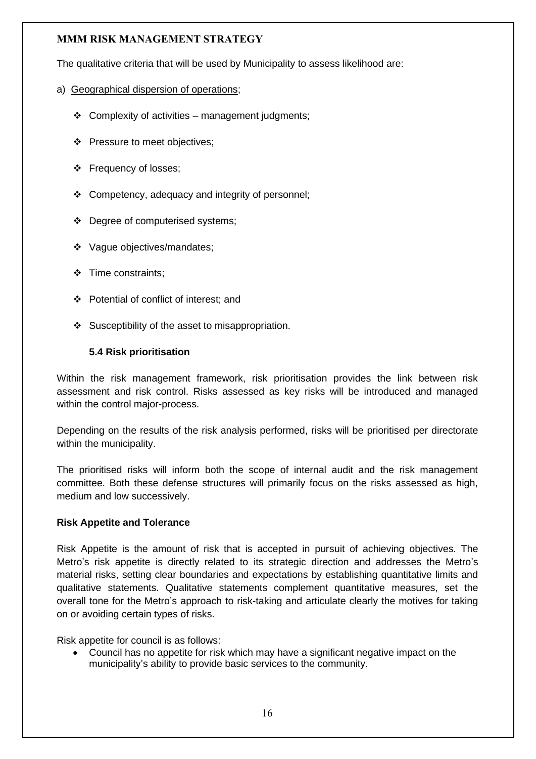The qualitative criteria that will be used by Municipality to assess likelihood are:

a) Geographical dispersion of operations;

- Complexity of activities – management judgments;
- Pressure to meet objectives;
- Frequency of losses;
- Competency, adequacy and integrity of personnel;
- Degree of computerised systems;
- Vague objectives/mandates;
- Time constraints;
- Potential of conflict of interest; and
- Susceptibility of the asset to misappropriation.

### 5.4 Risk prioritisation

Within the risk management framework, risk prioritisation provides the link between risk assessment and risk control. Risks assessed as key risks will be introduced and managed within the control major-process.

Depending on the results of the risk analysis performed, risks will be prioritised per directorate within the municipality.

The prioritised risks will inform both the scope of internal audit and the risk management committee. Both these defense structures will primarily focus on the risks assessed as high, medium and low successively.

### Risk Appetite and Tolerance

Risk Appetite is the amount of risk that is accepted in pursuit of achieving objectives. The Metro's risk appetite is directly related to its strategic direction and addresses the Metro's material risks, setting clear boundaries and expectations by establishing quantitative limits and qualitative statements. Qualitative statements complement quantitative measures, set the overall tone for the Metro's approach to risk-taking and articulate clearly the motives for taking on or avoiding certain types of risks.

Risk appetite for council is as follows:

- Council has no appetite for risk which may have a significant negative impact on the municipality's ability to provide basic services to the community.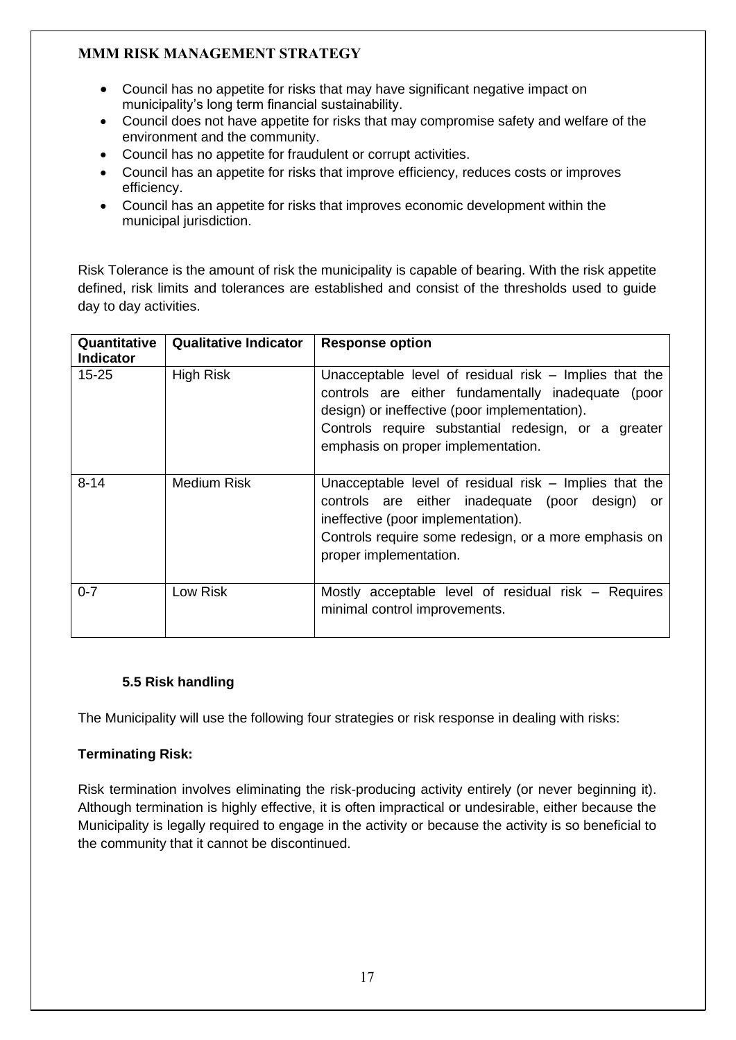- Council has no appetite for risks that may have significant negative impact on municipality's long term financial sustainability.
- Council does not have appetite for risks that may compromise safety and welfare of the environment and the community.
- Council has no appetite for fraudulent or corrupt activities.
- Council has an appetite for risks that improve efficiency, reduces costs or improves efficiency.
- Council has an appetite for risks that improves economic development within the municipal jurisdiction.

Risk Tolerance is the amount of risk the municipality is capable of bearing. With the risk appetite defined, risk limits and tolerances are established and consist of the thresholds used to guide day to day activities.

| Quantitative Indicator | Qualitative Indicator | Response option |
|---|---|---|
| 15-25 | High Risk | Unacceptable level of residual risk – Implies that the controls are either fundamentally inadequate (poor design) or ineffective (poor implementation). Controls require substantial redesign, or a greater emphasis on proper implementation. |
| 8-14 | Medium Risk | Unacceptable level of residual risk – Implies that the controls are either inadequate (poor design) or ineffective (poor implementation). Controls require some redesign, or a more emphasis on proper implementation. |
| 0-7 | Low Risk | Mostly acceptable level of residual risk – Requires minimal control improvements. |

### 5.5 Risk handling

The Municipality will use the following four strategies or risk response in dealing with risks:

**Terminating Risk:**

Risk termination involves eliminating the risk-producing activity entirely (or never beginning it). Although termination is highly effective, it is often impractical or undesirable, either because the Municipality is legally required to engage in the activity or because the activity is so beneficial to the community that it cannot be discontinued.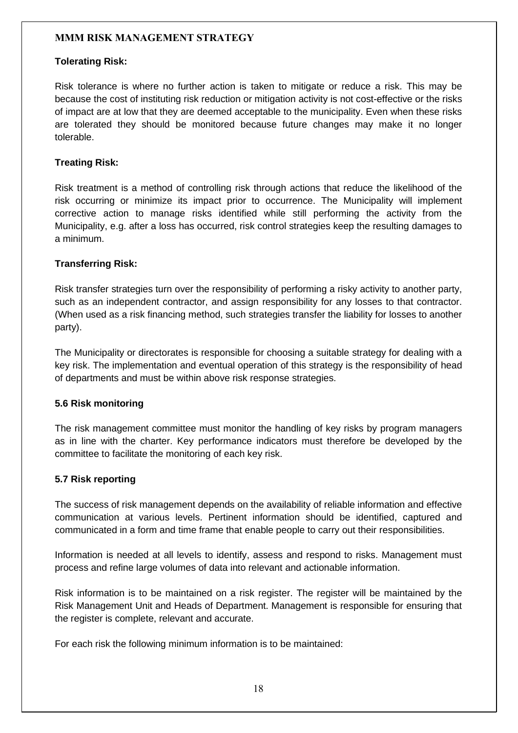**Tolerating Risk:**

Risk tolerance is where no further action is taken to mitigate or reduce a risk. This may be because the cost of instituting risk reduction or mitigation activity is not cost-effective or the risks of impact are at low that they are deemed acceptable to the municipality. Even when these risks are tolerated they should be monitored because future changes may make it no longer tolerable.

**Treating Risk:**

Risk treatment is a method of controlling risk through actions that reduce the likelihood of the risk occurring or minimize its impact prior to occurrence. The Municipality will implement corrective action to manage risks identified while still performing the activity from the Municipality, e.g. after a loss has occurred, risk control strategies keep the resulting damages to a minimum.

**Transferring Risk:**

Risk transfer strategies turn over the responsibility of performing a risky activity to another party, such as an independent contractor, and assign responsibility for any losses to that contractor. (When used as a risk financing method, such strategies transfer the liability for losses to another party).

The Municipality or directorates is responsible for choosing a suitable strategy for dealing with a key risk. The implementation and eventual operation of this strategy is the responsibility of head of departments and must be within above risk response strategies.

### 5.6 Risk monitoring

The risk management committee must monitor the handling of key risks by program managers as in line with the charter. Key performance indicators must therefore be developed by the committee to facilitate the monitoring of each key risk.

### 5.7 Risk reporting

The success of risk management depends on the availability of reliable information and effective communication at various levels. Pertinent information should be identified, captured and communicated in a form and time frame that enable people to carry out their responsibilities.

Information is needed at all levels to identify, assess and respond to risks. Management must process and refine large volumes of data into relevant and actionable information.

Risk information is to be maintained on a risk register. The register will be maintained by the Risk Management Unit and Heads of Department. Management is responsible for ensuring that the register is complete, relevant and accurate.

For each risk the following minimum information is to be maintained: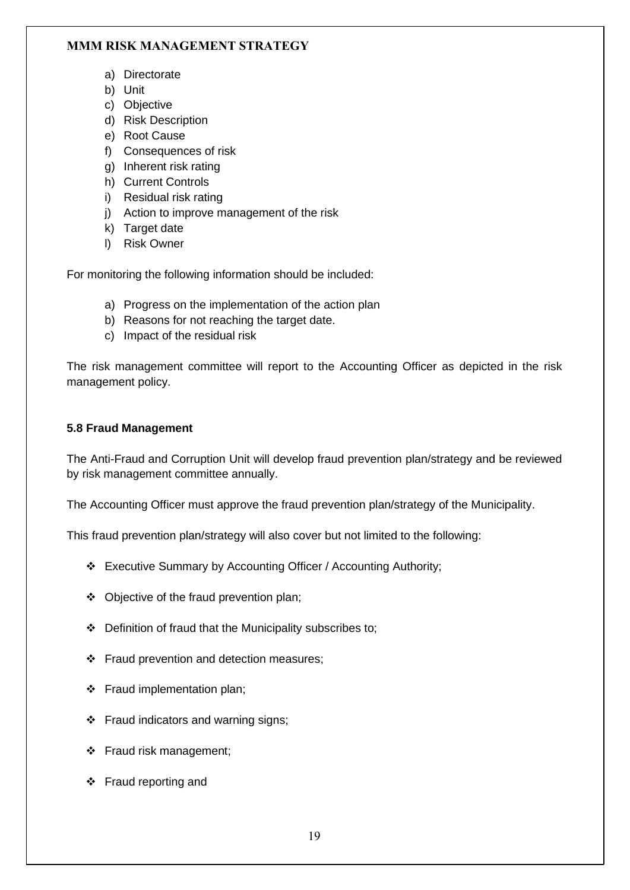a) Directorate
b) Unit
c) Objective
d) Risk Description
e) Root Cause
f) Consequences of risk
g) Inherent risk rating
h) Current Controls
i) Residual risk rating
j) Action to improve management of the risk
k) Target date
l) Risk Owner

For monitoring the following information should be included:

a) Progress on the implementation of the action plan
b) Reasons for not reaching the target date.
c) Impact of the residual risk

The risk management committee will report to the Accounting Officer as depicted in the risk management policy.

### 5.8 Fraud Management

The Anti-Fraud and Corruption Unit will develop fraud prevention plan/strategy and be reviewed by risk management committee annually.

The Accounting Officer must approve the fraud prevention plan/strategy of the Municipality.

This fraud prevention plan/strategy will also cover but not limited to the following:

- Executive Summary by Accounting Officer / Accounting Authority;
- Objective of the fraud prevention plan;
- Definition of fraud that the Municipality subscribes to;
- Fraud prevention and detection measures;
- Fraud implementation plan;
- Fraud indicators and warning signs;
- Fraud risk management;
- Fraud reporting and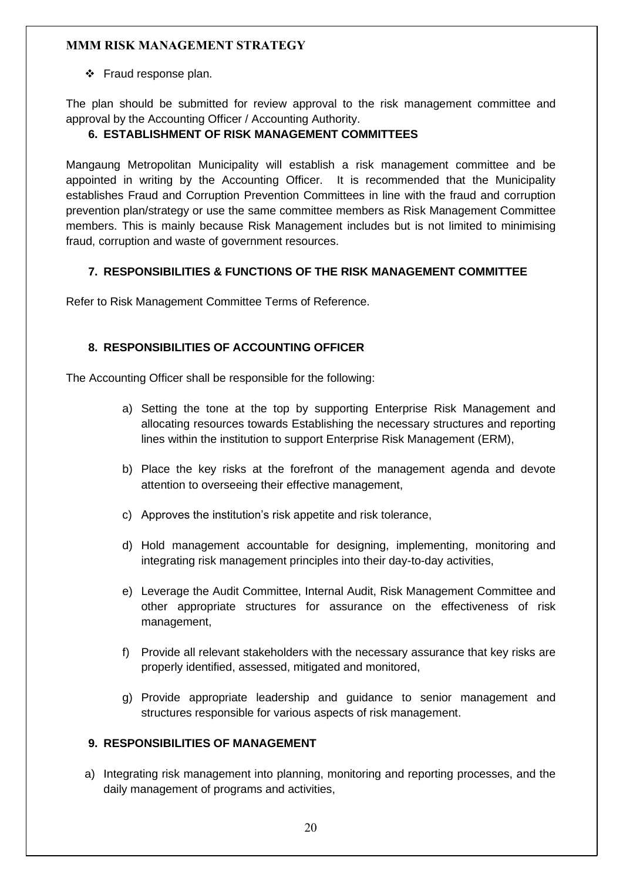- Fraud response plan.

The plan should be submitted for review approval to the risk management committee and approval by the Accounting Officer / Accounting Authority.

## 6. ESTABLISHMENT OF RISK MANAGEMENT COMMITTEES

Mangaung Metropolitan Municipality will establish a risk management committee and be appointed in writing by the Accounting Officer. It is recommended that the Municipality establishes Fraud and Corruption Prevention Committees in line with the fraud and corruption prevention plan/strategy or use the same committee members as Risk Management Committee members. This is mainly because Risk Management includes but is not limited to minimising fraud, corruption and waste of government resources.

## 7. RESPONSIBILITIES & FUNCTIONS OF THE RISK MANAGEMENT COMMITTEE

Refer to Risk Management Committee Terms of Reference.

## 8. RESPONSIBILITIES OF ACCOUNTING OFFICER

The Accounting Officer shall be responsible for the following:

a) Setting the tone at the top by supporting Enterprise Risk Management and allocating resources towards Establishing the necessary structures and reporting lines within the institution to support Enterprise Risk Management (ERM),

b) Place the key risks at the forefront of the management agenda and devote attention to overseeing their effective management,

c) Approves the institution's risk appetite and risk tolerance,

d) Hold management accountable for designing, implementing, monitoring and integrating risk management principles into their day-to-day activities,

e) Leverage the Audit Committee, Internal Audit, Risk Management Committee and other appropriate structures for assurance on the effectiveness of risk management,

f) Provide all relevant stakeholders with the necessary assurance that key risks are properly identified, assessed, mitigated and monitored,

g) Provide appropriate leadership and guidance to senior management and structures responsible for various aspects of risk management.

## 9. RESPONSIBILITIES OF MANAGEMENT

a) Integrating risk management into planning, monitoring and reporting processes, and the daily management of programs and activities,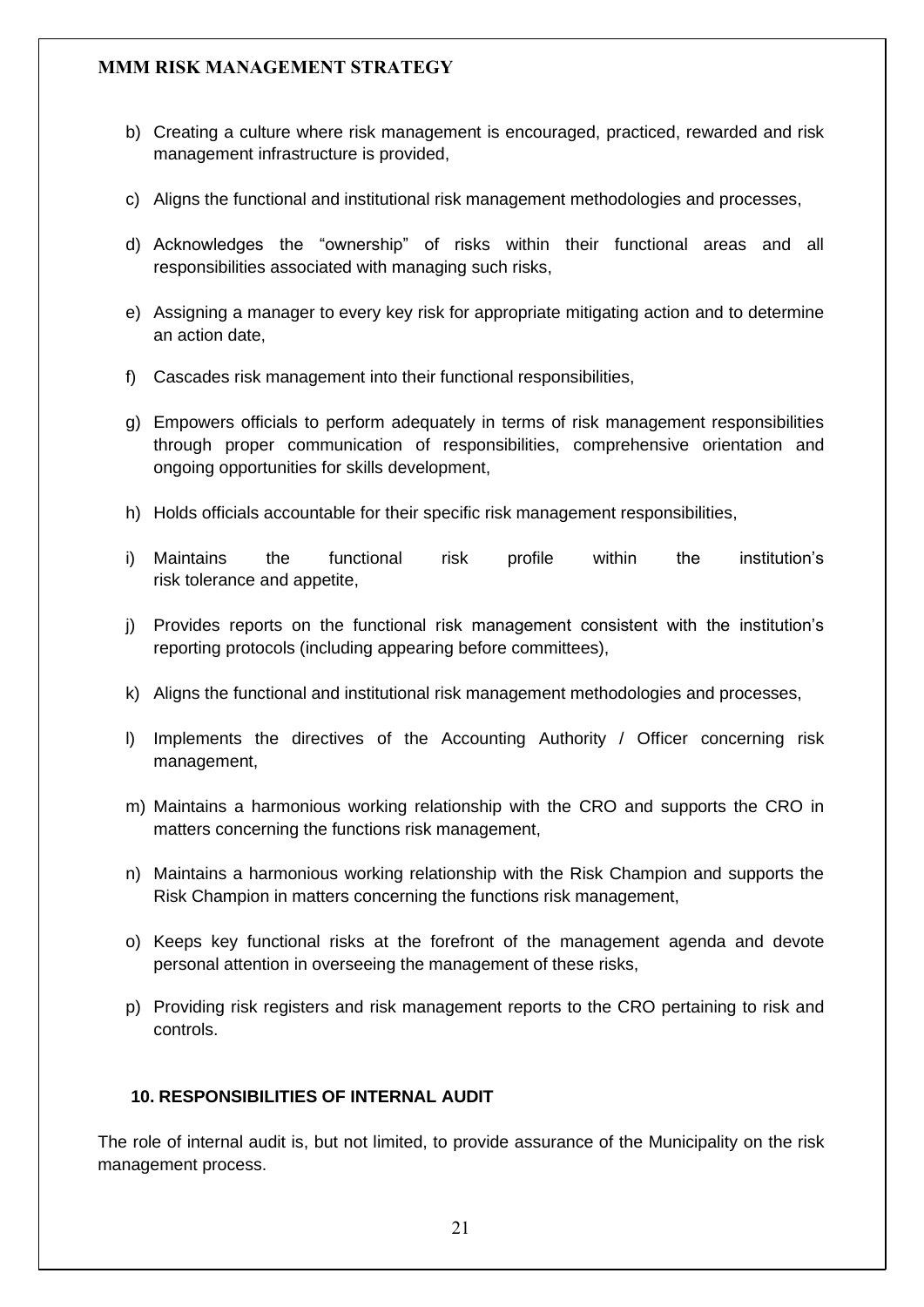b) Creating a culture where risk management is encouraged, practiced, rewarded and risk management infrastructure is provided,

c) Aligns the functional and institutional risk management methodologies and processes,

d) Acknowledges the "ownership" of risks within their functional areas and all responsibilities associated with managing such risks,

e) Assigning a manager to every key risk for appropriate mitigating action and to determine an action date,

f) Cascades risk management into their functional responsibilities,

g) Empowers officials to perform adequately in terms of risk management responsibilities through proper communication of responsibilities, comprehensive orientation and ongoing opportunities for skills development,

h) Holds officials accountable for their specific risk management responsibilities,

i) Maintains the functional risk profile within the institution's risk tolerance and appetite,

j) Provides reports on the functional risk management consistent with the institution's reporting protocols (including appearing before committees),

k) Aligns the functional and institutional risk management methodologies and processes,

l) Implements the directives of the Accounting Authority / Officer concerning risk management,

m) Maintains a harmonious working relationship with the CRO and supports the CRO in matters concerning the functions risk management,

n) Maintains a harmonious working relationship with the Risk Champion and supports the Risk Champion in matters concerning the functions risk management,

o) Keeps key functional risks at the forefront of the management agenda and devote personal attention in overseeing the management of these risks,

p) Providing risk registers and risk management reports to the CRO pertaining to risk and controls.

## 10. RESPONSIBILITIES OF INTERNAL AUDIT

The role of internal audit is, but not limited, to provide assurance of the Municipality on the risk management process.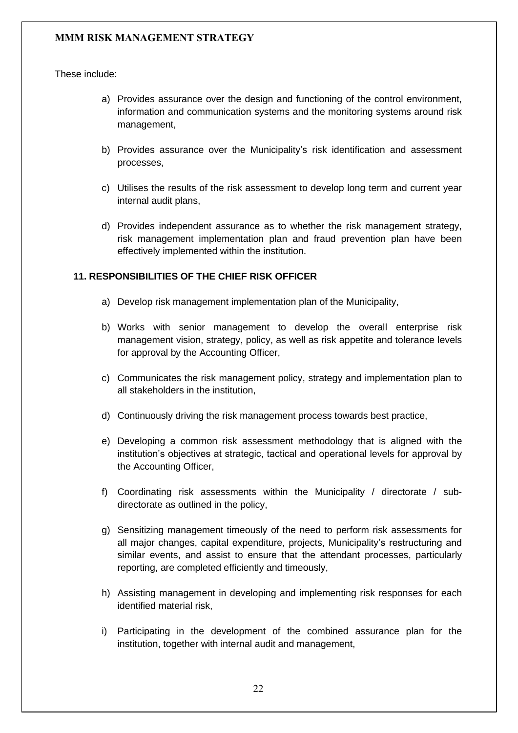These include:

a) Provides assurance over the design and functioning of the control environment, information and communication systems and the monitoring systems around risk management,

b) Provides assurance over the Municipality's risk identification and assessment processes,

c) Utilises the results of the risk assessment to develop long term and current year internal audit plans,

d) Provides independent assurance as to whether the risk management strategy, risk management implementation plan and fraud prevention plan have been effectively implemented within the institution.

## 11. RESPONSIBILITIES OF THE CHIEF RISK OFFICER

a) Develop risk management implementation plan of the Municipality,

b) Works with senior management to develop the overall enterprise risk management vision, strategy, policy, as well as risk appetite and tolerance levels for approval by the Accounting Officer,

c) Communicates the risk management policy, strategy and implementation plan to all stakeholders in the institution,

d) Continuously driving the risk management process towards best practice,

e) Developing a common risk assessment methodology that is aligned with the institution's objectives at strategic, tactical and operational levels for approval by the Accounting Officer,

f) Coordinating risk assessments within the Municipality / directorate / sub-directorate as outlined in the policy,

g) Sensitizing management timeously of the need to perform risk assessments for all major changes, capital expenditure, projects, Municipality's restructuring and similar events, and assist to ensure that the attendant processes, particularly reporting, are completed efficiently and timeously,

h) Assisting management in developing and implementing risk responses for each identified material risk,

i) Participating in the development of the combined assurance plan for the institution, together with internal audit and management,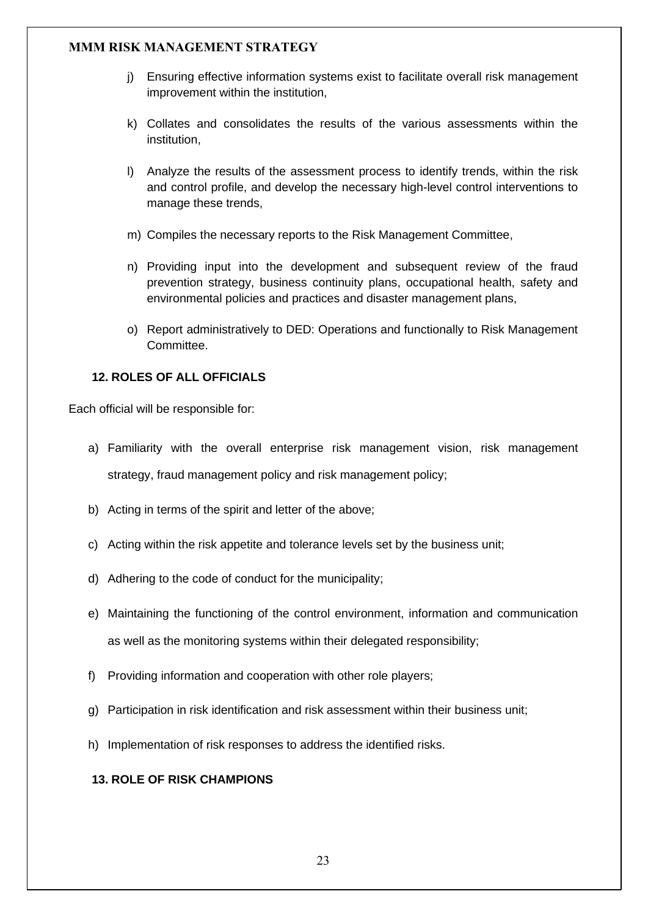j) Ensuring effective information systems exist to facilitate overall risk management improvement within the institution,

k) Collates and consolidates the results of the various assessments within the institution,

l) Analyze the results of the assessment process to identify trends, within the risk and control profile, and develop the necessary high-level control interventions to manage these trends,

m) Compiles the necessary reports to the Risk Management Committee,

n) Providing input into the development and subsequent review of the fraud prevention strategy, business continuity plans, occupational health, safety and environmental policies and practices and disaster management plans,

o) Report administratively to DED: Operations and functionally to Risk Management Committee.

## 12. ROLES OF ALL OFFICIALS

Each official will be responsible for:

a) Familiarity with the overall enterprise risk management vision, risk management strategy, fraud management policy and risk management policy;

b) Acting in terms of the spirit and letter of the above;

c) Acting within the risk appetite and tolerance levels set by the business unit;

d) Adhering to the code of conduct for the municipality;

e) Maintaining the functioning of the control environment, information and communication as well as the monitoring systems within their delegated responsibility;

f) Providing information and cooperation with other role players;

g) Participation in risk identification and risk assessment within their business unit;

h) Implementation of risk responses to address the identified risks.

## 13. ROLE OF RISK CHAMPIONS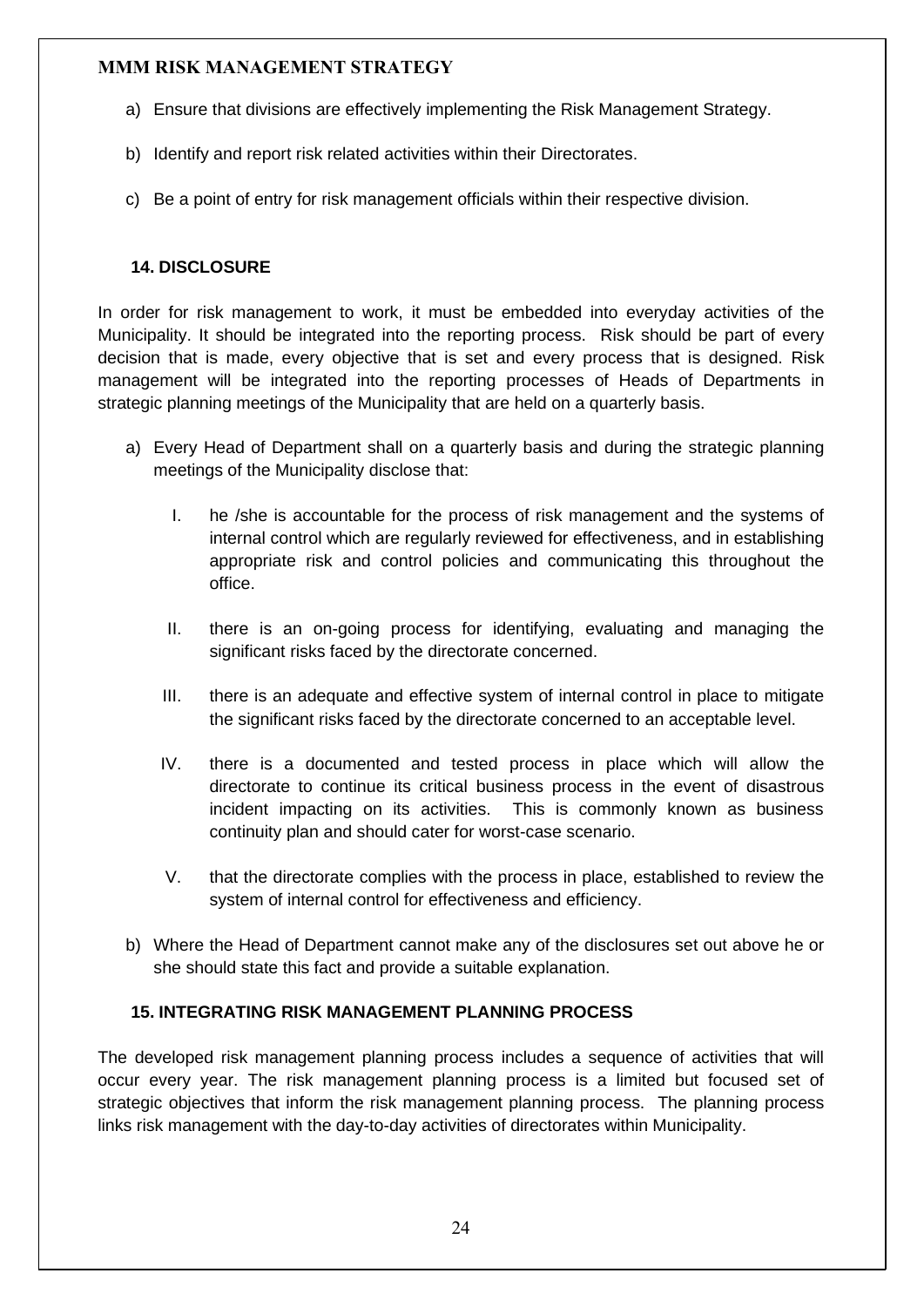a) Ensure that divisions are effectively implementing the Risk Management Strategy.

b) Identify and report risk related activities within their Directorates.

c) Be a point of entry for risk management officials within their respective division.

## 14. DISCLOSURE

In order for risk management to work, it must be embedded into everyday activities of the Municipality. It should be integrated into the reporting process. Risk should be part of every decision that is made, every objective that is set and every process that is designed. Risk management will be integrated into the reporting processes of Heads of Departments in strategic planning meetings of the Municipality that are held on a quarterly basis.

a) Every Head of Department shall on a quarterly basis and during the strategic planning meetings of the Municipality disclose that:

   I. he /she is accountable for the process of risk management and the systems of internal control which are regularly reviewed for effectiveness, and in establishing appropriate risk and control policies and communicating this throughout the office.

   II. there is an on-going process for identifying, evaluating and managing the significant risks faced by the directorate concerned.

   III. there is an adequate and effective system of internal control in place to mitigate the significant risks faced by the directorate concerned to an acceptable level.

   IV. there is a documented and tested process in place which will allow the directorate to continue its critical business process in the event of disastrous incident impacting on its activities. This is commonly known as business continuity plan and should cater for worst-case scenario.

   V. that the directorate complies with the process in place, established to review the system of internal control for effectiveness and efficiency.

b) Where the Head of Department cannot make any of the disclosures set out above he or she should state this fact and provide a suitable explanation.

## 15. INTEGRATING RISK MANAGEMENT PLANNING PROCESS

The developed risk management planning process includes a sequence of activities that will occur every year. The risk management planning process is a limited but focused set of strategic objectives that inform the risk management planning process. The planning process links risk management with the day-to-day activities of directorates within Municipality.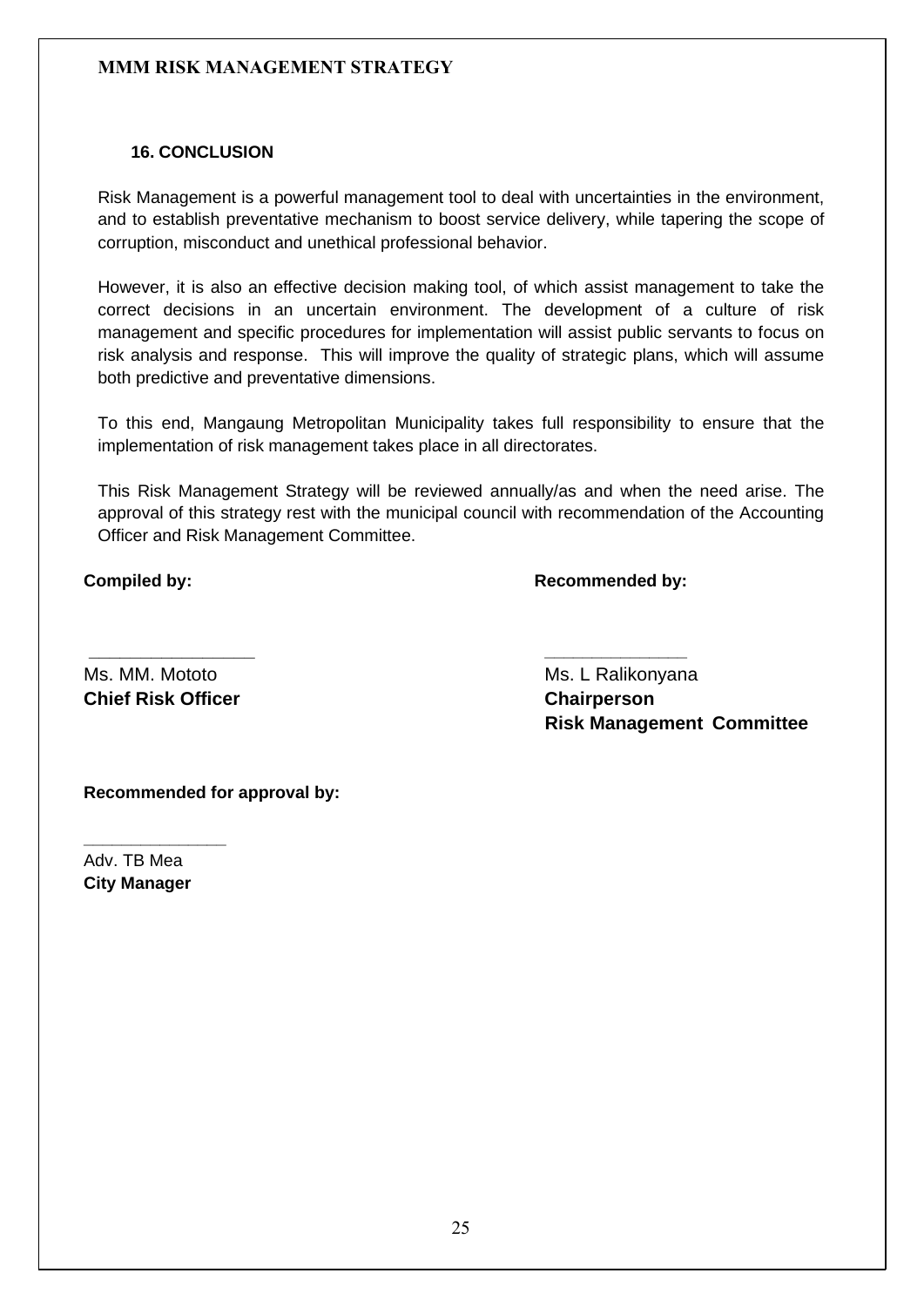## 16. CONCLUSION

Risk Management is a powerful management tool to deal with uncertainties in the environment, and to establish preventative mechanism to boost service delivery, while tapering the scope of corruption, misconduct and unethical professional behavior.

However, it is also an effective decision making tool, of which assist management to take the correct decisions in an uncertain environment. The development of a culture of risk management and specific procedures for implementation will assist public servants to focus on risk analysis and response. This will improve the quality of strategic plans, which will assume both predictive and preventative dimensions.

To this end, Mangaung Metropolitan Municipality takes full responsibility to ensure that the implementation of risk management takes place in all directorates.

This Risk Management Strategy will be reviewed annually/as and when the need arise. The approval of this strategy rest with the municipal council with recommendation of the Accounting Officer and Risk Management Committee.

**Compiled by:**

_________________

Ms. MM. Mototo
**Chief Risk Officer**

**Recommended by:**

_______________

Ms. L Ralikonyana
**Chairperson**
**Risk Management Committee**

**Recommended for approval by:**

_______________

Adv. TB Mea
**City Manager**